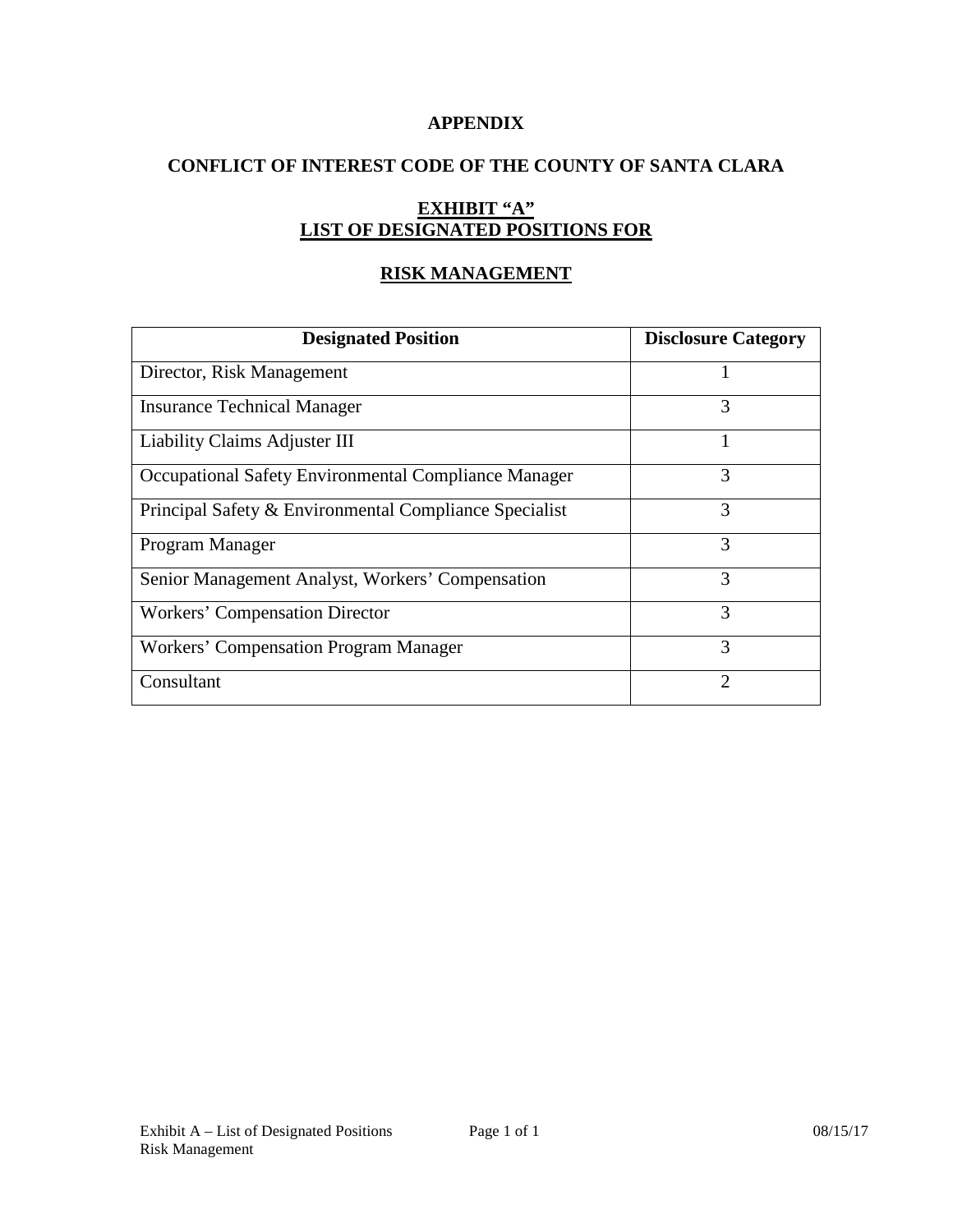**APPENDIX**

**CONFLICT OF INTEREST CODE OF THE COUNTY OF SANTA CLARA**

**EXHIBIT "A"**
**LIST OF DESIGNATED POSITIONS FOR**

**RISK MANAGEMENT**

| Designated Position | Disclosure Category |
|---|---|
| Director, Risk Management | 1 |
| Insurance Technical Manager | 3 |
| Liability Claims Adjuster III | 1 |
| Occupational Safety Environmental Compliance Manager | 3 |
| Principal Safety & Environmental Compliance Specialist | 3 |
| Program Manager | 3 |
| Senior Management Analyst, Workers' Compensation | 3 |
| Workers' Compensation Director | 3 |
| Workers' Compensation Program Manager | 3 |
| Consultant | 2 |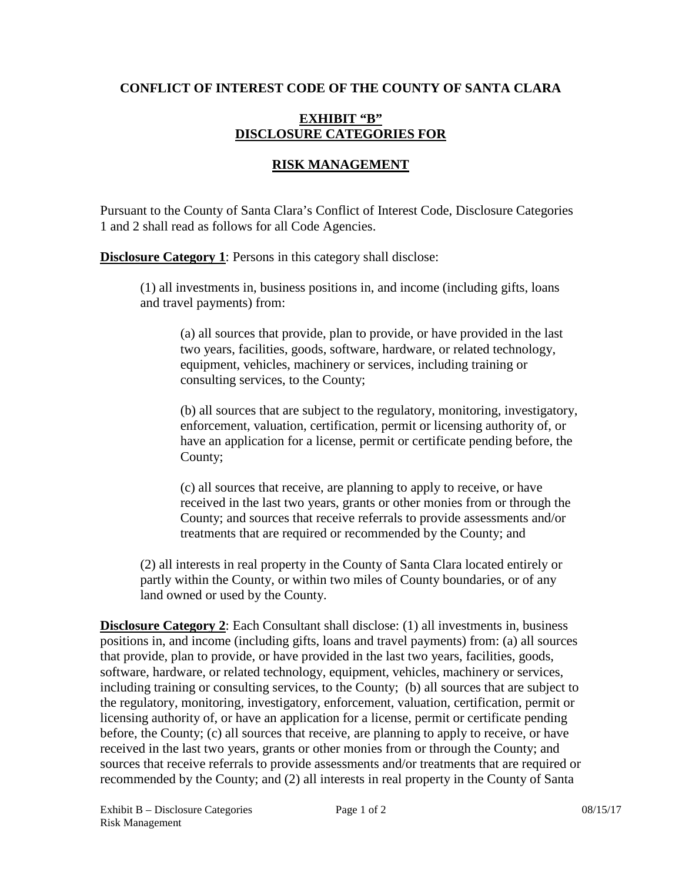**CONFLICT OF INTEREST CODE OF THE COUNTY OF SANTA CLARA**

**EXHIBIT "B"**
**DISCLOSURE CATEGORIES FOR**

**RISK MANAGEMENT**

Pursuant to the County of Santa Clara's Conflict of Interest Code, Disclosure Categories 1 and 2 shall read as follows for all Code Agencies.

**Disclosure Category 1**: Persons in this category shall disclose:

> (1) all investments in, business positions in, and income (including gifts, loans and travel payments) from:
>
> > (a) all sources that provide, plan to provide, or have provided in the last two years, facilities, goods, software, hardware, or related technology, equipment, vehicles, machinery or services, including training or consulting services, to the County;
> >
> > (b) all sources that are subject to the regulatory, monitoring, investigatory, enforcement, valuation, certification, permit or licensing authority of, or have an application for a license, permit or certificate pending before, the County;
> >
> > (c) all sources that receive, are planning to apply to receive, or have received in the last two years, grants or other monies from or through the County; and sources that receive referrals to provide assessments and/or treatments that are required or recommended by the County; and
>
> (2) all interests in real property in the County of Santa Clara located entirely or partly within the County, or within two miles of County boundaries, or of any land owned or used by the County.

**Disclosure Category 2**: Each Consultant shall disclose: (1) all investments in, business positions in, and income (including gifts, loans and travel payments) from: (a) all sources that provide, plan to provide, or have provided in the last two years, facilities, goods, software, hardware, or related technology, equipment, vehicles, machinery or services, including training or consulting services, to the County; (b) all sources that are subject to the regulatory, monitoring, investigatory, enforcement, valuation, certification, permit or licensing authority of, or have an application for a license, permit or certificate pending before, the County; (c) all sources that receive, are planning to apply to receive, or have received in the last two years, grants or other monies from or through the County; and sources that receive referrals to provide assessments and/or treatments that are required or recommended by the County; and (2) all interests in real property in the County of Santa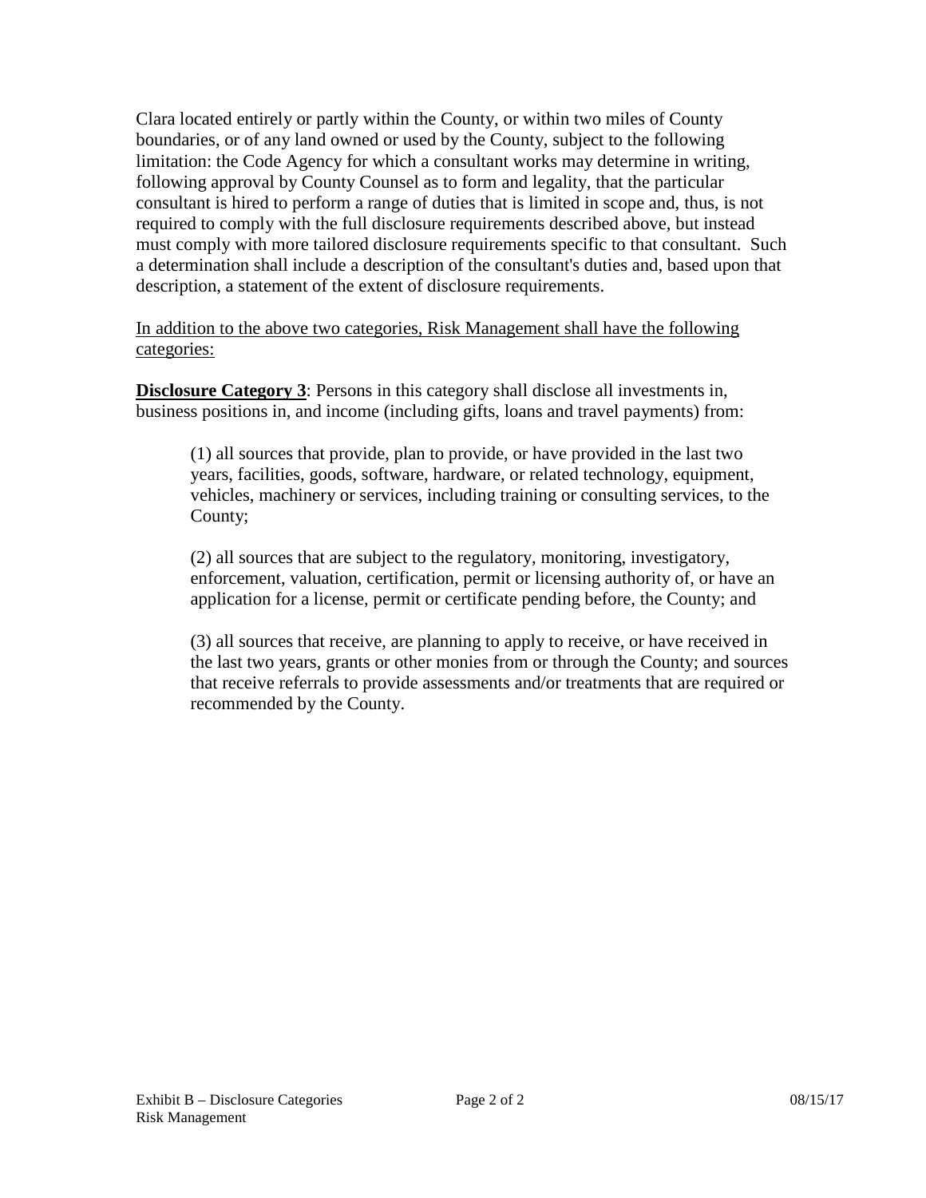Clara located entirely or partly within the County, or within two miles of County boundaries, or of any land owned or used by the County, subject to the following limitation: the Code Agency for which a consultant works may determine in writing, following approval by County Counsel as to form and legality, that the particular consultant is hired to perform a range of duties that is limited in scope and, thus, is not required to comply with the full disclosure requirements described above, but instead must comply with more tailored disclosure requirements specific to that consultant. Such a determination shall include a description of the consultant's duties and, based upon that description, a statement of the extent of disclosure requirements.

<u>In addition to the above two categories, Risk Management shall have the following categories:</u>

**<u>Disclosure Category 3</u>**: Persons in this category shall disclose all investments in, business positions in, and income (including gifts, loans and travel payments) from:

(1) all sources that provide, plan to provide, or have provided in the last two years, facilities, goods, software, hardware, or related technology, equipment, vehicles, machinery or services, including training or consulting services, to the County;

(2) all sources that are subject to the regulatory, monitoring, investigatory, enforcement, valuation, certification, permit or licensing authority of, or have an application for a license, permit or certificate pending before, the County; and

(3) all sources that receive, are planning to apply to receive, or have received in the last two years, grants or other monies from or through the County; and sources that receive referrals to provide assessments and/or treatments that are required or recommended by the County.